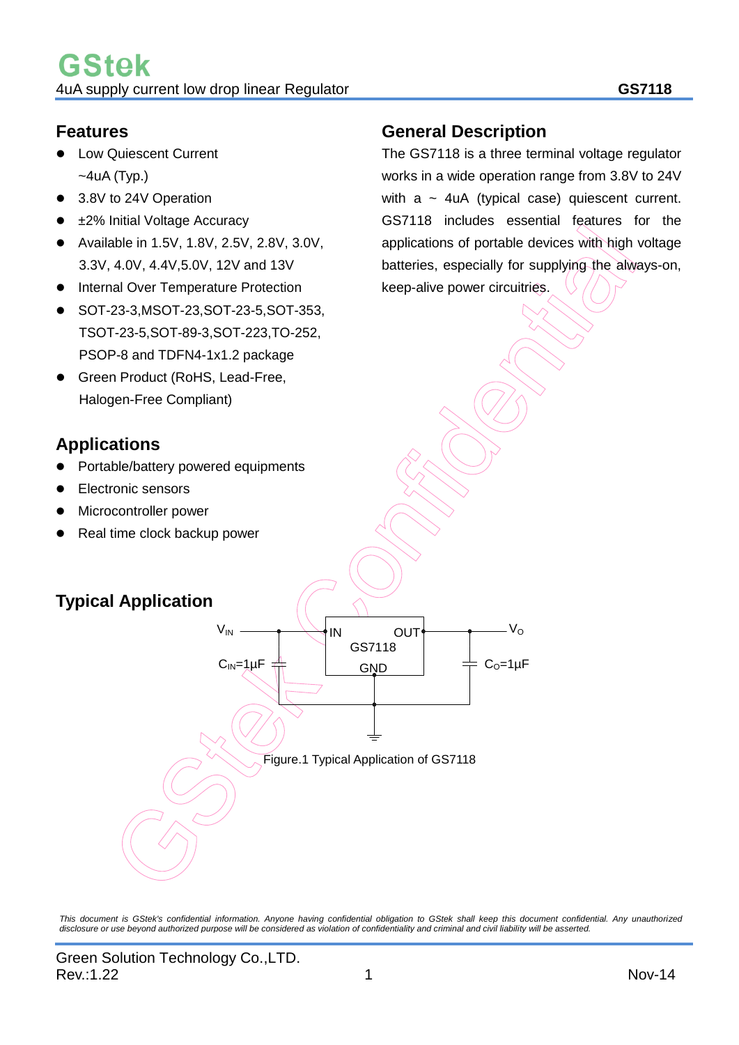# GStek

4uA supply current low drop linear Regulator **GS7118**

## Features

- Low Quiescent Current ~4uA (Typ.)
- 3.8V to 24V Operation
- ±2% Initial Voltage Accuracy
- Available in 1.5V, 1.8V, 2.5V, 2.8V, 3.0V, 3.3V, 4.0V, 4.4V,5.0V, 12V and 13V
- Internal Over Temperature Protection
- SOT-23-3,MSOT-23,SOT-23-5,SOT-353, TSOT-23-5,SOT-89-3,SOT-223,TO-252, PSOP-8 and TDFN4-1x1.2 package
- Green Product (RoHS, Lead-Free, Halogen-Free Compliant)

## General Description

The GS7118 is a three terminal voltage regulator works in a wide operation range from 3.8V to 24V with a ~ 4uA (typical case) quiescent current. GS7118 includes essential features for the applications of portable devices with high voltage batteries, especially for supplying the always-on, keep-alive power circuitries.

## Applications

- Portable/battery powered equipments
- Electronic sensors
- Microcontroller power
- Real time clock backup power

## Typical Application

$V_{IN}$ — IN — GS7118 — OUT — $V_O$

$C_{IN}$=1μF, GND, $C_O$=1μF

Figure.1 Typical Application of GS7118

*This document is GStek's confidential information. Anyone having confidential obligation to GStek shall keep this document confidential. Any unauthorized disclosure or use beyond authorized purpose will be considered as violation of confidentiality and criminal and civil liability will be asserted.*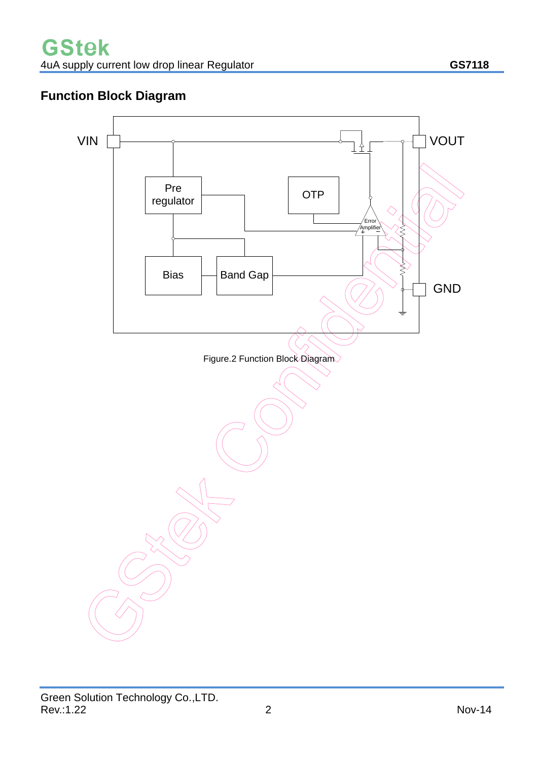## Function Block Diagram

Figure.2 Function Block Diagram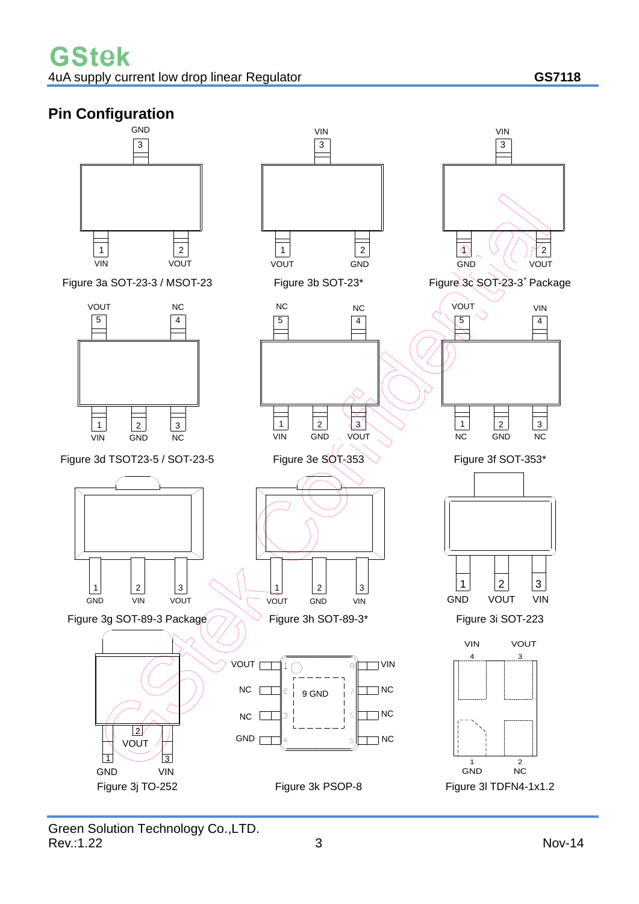## Pin Configuration

GND
3

1 VIN 2 VOUT

Figure 3a SOT-23-3 / MSOT-23

VIN
3

1 VOUT 2 GND

Figure 3b SOT-23*

VIN
3

1 GND 2 VOUT

Figure 3c SOT-23-3[+] Package

VOUT 5 NC 4

1 VIN 2 GND 3 NC

Figure 3d TSOT23-5 / SOT-23-5

NC 5 NC 4

1 VIN 2 GND 3 VOUT

Figure 3e SOT-353

VOUT 5 VIN 4

1 NC 2 GND 3 NC

Figure 3f SOT-353*

1 GND 2 VIN 3 VOUT

Figure 3g SOT-89-3 Package

1 VOUT 2 GND 3 VIN

Figure 3h SOT-89-3*

1 GND 2 VOUT 3 VIN

Figure 3i SOT-223

2 VOUT

1 GND 3 VIN

Figure 3j TO-252

VOUT 1, NC 2, NC 3, GND 4, 9 GND, 8 VIN, 7 NC, 6 NC, 5 NC

Figure 3k PSOP-8

VIN 4, VOUT 3, 1 GND, 2 NC

Figure 3l TDFN4-1x1.2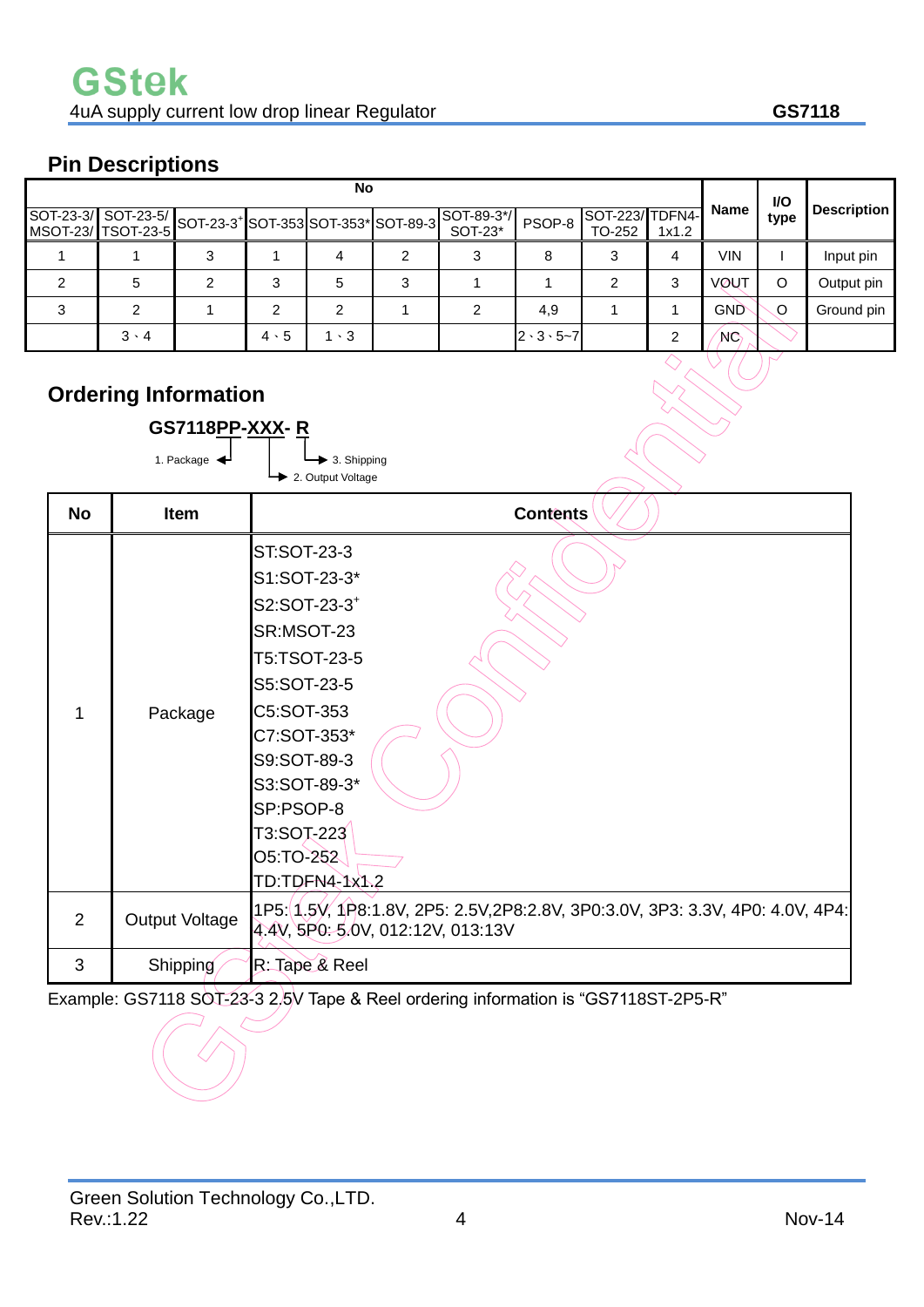## Pin Descriptions

| No | | | | | | | | | | Name | I/O type | Description |
|---|---|---|---|---|---|---|---|---|---|---|---|---|
| SOT-23-3/ MSOT-23/ | SOT-23-5/ TSOT-23-5 | SOT-23-3+ | SOT-353 | SOT-353* | SOT-89-3 | SOT-89-3*/ SOT-23* | PSOP-8 | SOT-223/ TO-252 | TDFN4- 1x1.2 | | | |
| 1 | 1 | 3 | 1 | 4 | 2 | 3 | 8 | 3 | 4 | VIN | I | Input pin |
| 2 | 5 | 2 | 3 | 5 | 3 | 1 | 1 | 2 | 3 | VOUT | O | Output pin |
| 3 | 2 | 1 | 2 | 2 | 1 | 2 | 4,9 | 1 | 1 | GND | O | Ground pin |
| | 3、4 | | 4、5 | 1、3 | | | 2、3、5~7 | | 2 | NC | | |

## Ordering Information

**GS7118PP-XXX- R**

1. Package
2. Output Voltage
3. Shipping

| No | Item | Contents |
|---|---|---|
| 1 | Package | ST:SOT-23-3<br>S1:SOT-23-3*<br>S2:SOT-23-3+<br>SR:MSOT-23<br>T5:TSOT-23-5<br>S5:SOT-23-5<br>C5:SOT-353<br>C7:SOT-353*<br>S9:SOT-89-3<br>S3:SOT-89-3*<br>SP:PSOP-8<br>T3:SOT-223<br>O5:TO-252<br>TD:TDFN4-1x1.2 |
| 2 | Output Voltage | 1P5: 1.5V, 1P8:1.8V, 2P5: 2.5V,2P8:2.8V, 3P0:3.0V, 3P3: 3.3V, 4P0: 4.0V, 4P4: 4.4V, 5P0: 5.0V, 012:12V, 013:13V |
| 3 | Shipping | R: Tape & Reel |

Example: GS7118 SOT-23-3 2.5V Tape & Reel ordering information is “GS7118ST-2P5-R”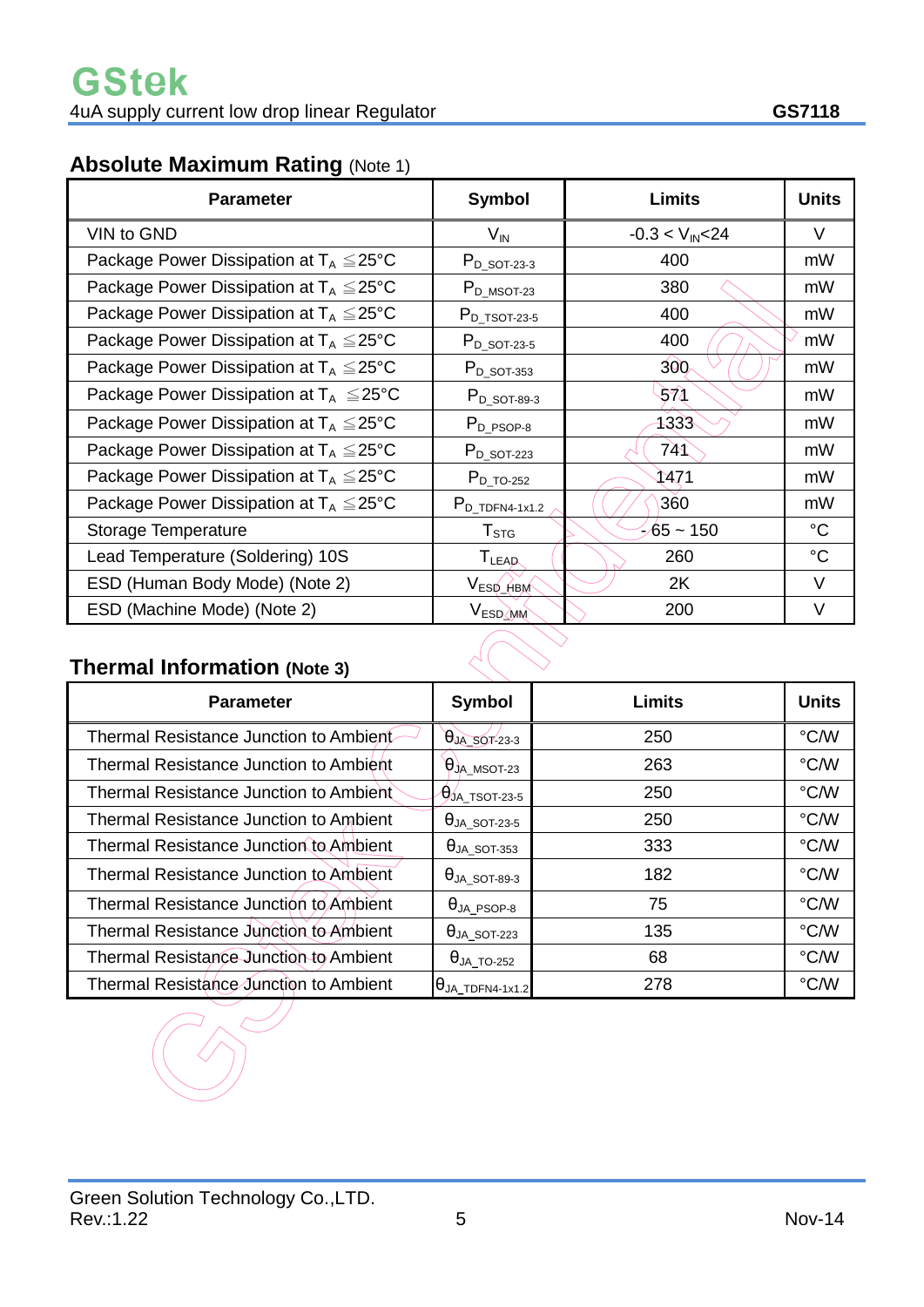## Absolute Maximum Rating (Note 1)

| Parameter | Symbol | Limits | Units |
|---|---|---|---|
| VIN to GND | $V_{IN}$ | $-0.3 < V_{IN} < 24$ | V |
| Package Power Dissipation at $T_A \leqq 25°C$ | $P_{D\_SOT-23-3}$ | 400 | mW |
| Package Power Dissipation at $T_A \leqq 25°C$ | $P_{D\_MSOT-23}$ | 380 | mW |
| Package Power Dissipation at $T_A \leqq 25°C$ | $P_{D\_TSOT-23-5}$ | 400 | mW |
| Package Power Dissipation at $T_A \leqq 25°C$ | $P_{D\_SOT-23-5}$ | 400 | mW |
| Package Power Dissipation at $T_A \leqq 25°C$ | $P_{D\_SOT-353}$ | 300 | mW |
| Package Power Dissipation at $T_A \leqq 25°C$ | $P_{D\_SOT-89-3}$ | 571 | mW |
| Package Power Dissipation at $T_A \leqq 25°C$ | $P_{D\_PSOP-8}$ | 1333 | mW |
| Package Power Dissipation at $T_A \leqq 25°C$ | $P_{D\_SOT-223}$ | 741 | mW |
| Package Power Dissipation at $T_A \leqq 25°C$ | $P_{D\_TO-252}$ | 1471 | mW |
| Package Power Dissipation at $T_A \leqq 25°C$ | $P_{D\_TDFN4-1x1.2}$ | 360 | mW |
| Storage Temperature | $T_{STG}$ | -65 ~ 150 | °C |
| Lead Temperature (Soldering) 10S | $T_{LEAD}$ | 260 | °C |
| ESD (Human Body Mode) (Note 2) | $V_{ESD\_HBM}$ | 2K | V |
| ESD (Machine Mode) (Note 2) | $V_{ESD\_MM}$ | 200 | V |

## Thermal Information (Note 3)

| Parameter | Symbol | Limits | Units |
|---|---|---|---|
| Thermal Resistance Junction to Ambient | $\theta_{JA\_SOT-23-3}$ | 250 | °C/W |
| Thermal Resistance Junction to Ambient | $\theta_{JA\_MSOT-23}$ | 263 | °C/W |
| Thermal Resistance Junction to Ambient | $\theta_{JA\_TSOT-23-5}$ | 250 | °C/W |
| Thermal Resistance Junction to Ambient | $\theta_{JA\_SOT-23-5}$ | 250 | °C/W |
| Thermal Resistance Junction to Ambient | $\theta_{JA\_SOT-353}$ | 333 | °C/W |
| Thermal Resistance Junction to Ambient | $\theta_{JA\_SOT-89-3}$ | 182 | °C/W |
| Thermal Resistance Junction to Ambient | $\theta_{JA\_PSOP-8}$ | 75 | °C/W |
| Thermal Resistance Junction to Ambient | $\theta_{JA\_SOT-223}$ | 135 | °C/W |
| Thermal Resistance Junction to Ambient | $\theta_{JA\_TO-252}$ | 68 | °C/W |
| Thermal Resistance Junction to Ambient | $\theta_{JA\_TDFN4-1x1.2}$ | 278 | °C/W |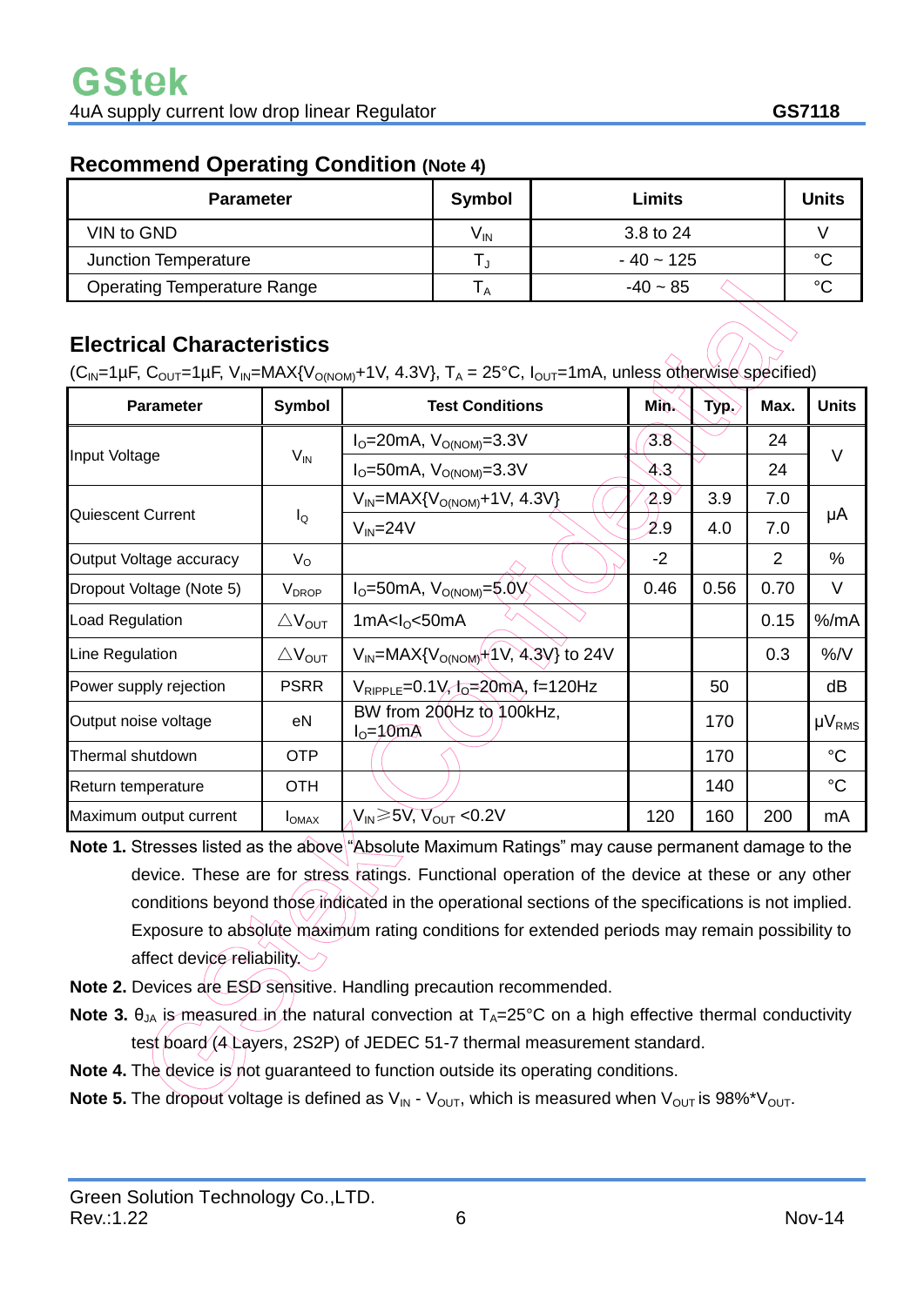## Recommend Operating Condition (Note 4)

| Parameter | Symbol | Limits | Units |
|---|---|---|---|
| VIN to GND | $V_{IN}$ | 3.8 to 24 | V |
| Junction Temperature | $T_J$ | - 40 ~ 125 | °C |
| Operating Temperature Range | $T_A$ | -40 ~ 85 | °C |

## Electrical Characteristics

($C_{IN}$=1μF, $C_{OUT}$=1μF, $V_{IN}$=MAX{$V_{O(NOM)}$+1V, 4.3V}, $T_A$ = 25°C, $I_{OUT}$=1mA, unless otherwise specified)

| Parameter | Symbol | Test Conditions | Min. | Typ. | Max. | Units |
|---|---|---|---|---|---|---|
| Input Voltage | $V_{IN}$ | $I_O$=20mA, $V_{O(NOM)}$=3.3V | 3.8 | | 24 | V |
| | | $I_O$=50mA, $V_{O(NOM)}$=3.3V | 4.3 | | 24 | |
| Quiescent Current | $I_Q$ | $V_{IN}$=MAX{$V_{O(NOM)}$+1V, 4.3V} | 2.9 | 3.9 | 7.0 | μA |
| | | $V_{IN}$=24V | 2.9 | 4.0 | 7.0 | |
| Output Voltage accuracy | $V_O$ | | -2 | | 2 | % |
| Dropout Voltage (Note 5) | $V_{DROP}$ | $I_O$=50mA, $V_{O(NOM)}$=5.0V | 0.46 | 0.56 | 0.70 | V |
| Load Regulation | $\triangle V_{OUT}$ | 1mA<$I_O$<50mA | | | 0.15 | %/mA |
| Line Regulation | $\triangle V_{OUT}$ | $V_{IN}$=MAX{$V_{O(NOM)}$+1V, 4.3V} to 24V | | | 0.3 | %/V |
| Power supply rejection | PSRR | $V_{RIPPLE}$=0.1V, $I_O$=20mA, f=120Hz | | 50 | | dB |
| Output noise voltage | eN | BW from 200Hz to 100kHz, $I_O$=10mA | | 170 | | $\mu V_{RMS}$ |
| Thermal shutdown | OTP | | | 170 | | °C |
| Return temperature | OTH | | | 140 | | °C |
| Maximum output current | $I_{OMAX}$ | $V_{IN}\geq$5V, $V_{OUT}$ <0.2V | 120 | 160 | 200 | mA |

**Note 1.** Stresses listed as the above "Absolute Maximum Ratings" may cause permanent damage to the device. These are for stress ratings. Functional operation of the device at these or any other conditions beyond those indicated in the operational sections of the specifications is not implied. Exposure to absolute maximum rating conditions for extended periods may remain possibility to affect device reliability.

**Note 2.** Devices are ESD sensitive. Handling precaution recommended.

**Note 3.** $\theta_{JA}$ is measured in the natural convection at $T_A$=25°C on a high effective thermal conductivity test board (4 Layers, 2S2P) of JEDEC 51-7 thermal measurement standard.

**Note 4.** The device is not guaranteed to function outside its operating conditions.

**Note 5.** The dropout voltage is defined as $V_{IN}$ - $V_{OUT}$, which is measured when $V_{OUT}$ is 98%*$V_{OUT}$.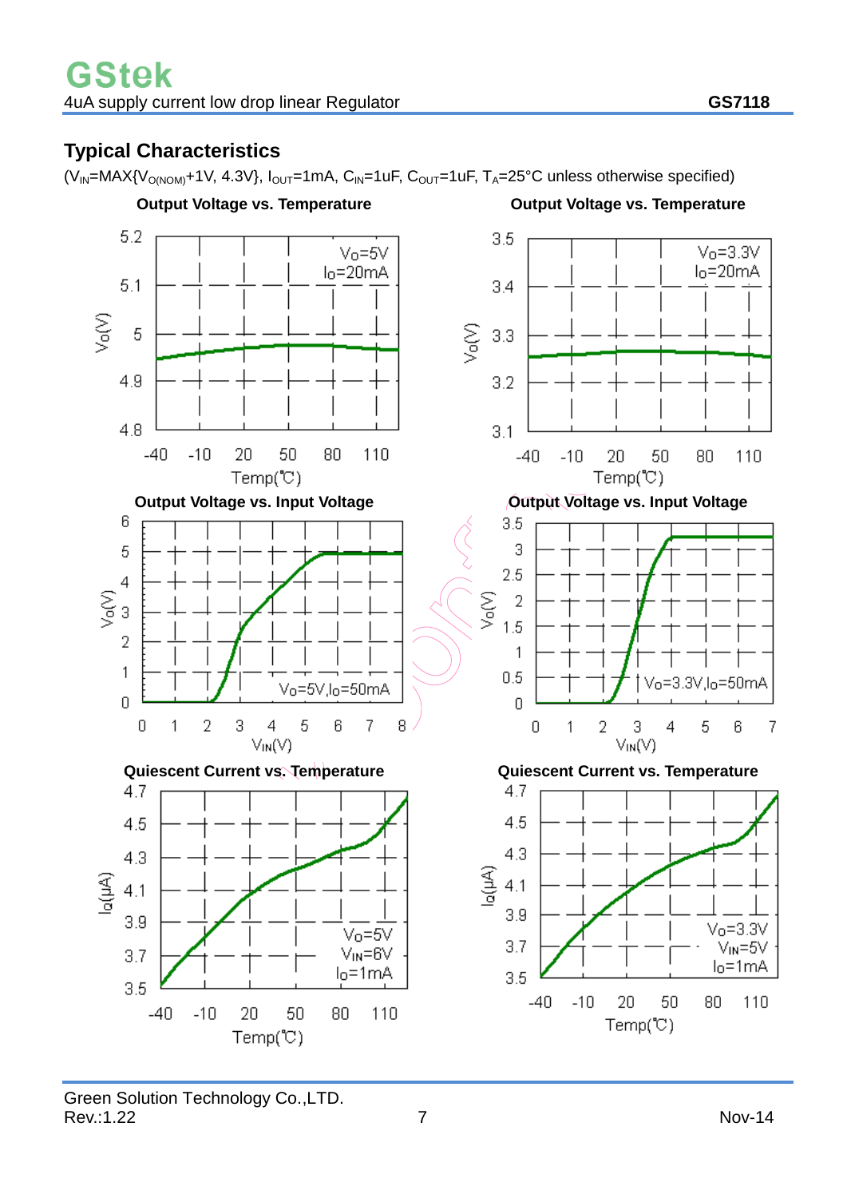## Typical Characteristics

($V_{IN}$=MAX{$V_{O(NOM)}$+1V, 4.3V}, $I_{OUT}$=1mA, $C_{IN}$=1uF, $C_{OUT}$=1uF, $T_A$=25°C unless otherwise specified)

**Output Voltage vs. Temperature**

$V_O$=5V, $I_O$=20mA

**Output Voltage vs. Temperature**

$V_O$=3.3V, $I_O$=20mA

**Output Voltage vs. Input Voltage**

$V_O$=5V, $I_O$=50mA

**Output Voltage vs. Input Voltage**

$V_O$=3.3V, $I_O$=50mA

**Quiescent Current vs. Temperature**

$V_O$=5V, $V_{IN}$=6V, $I_O$=1mA

**Quiescent Current vs. Temperature**

$V_O$=3.3V, $V_{IN}$=5V, $I_O$=1mA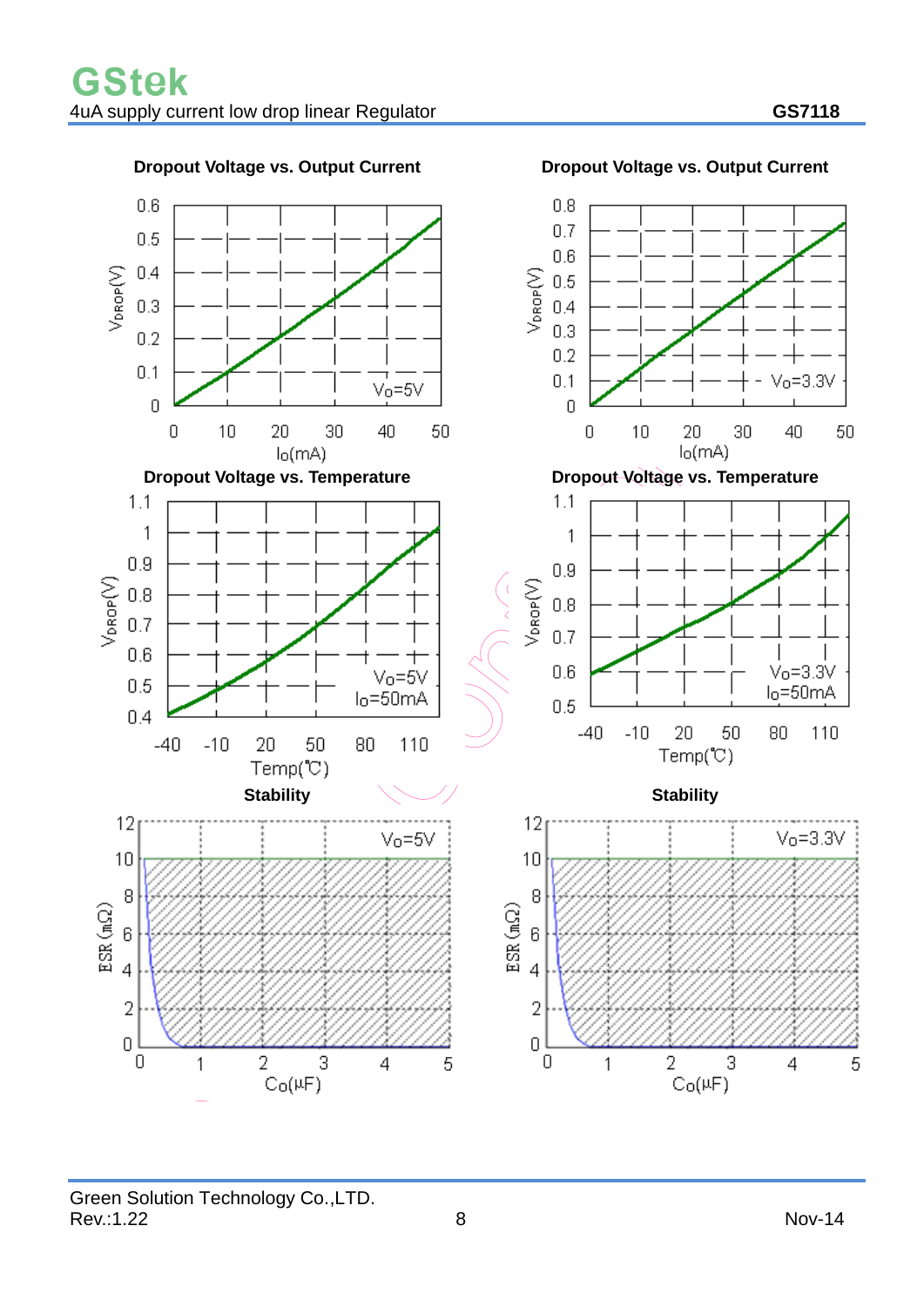### Dropout Voltage vs. Output Current

$V_o$=5V

### Dropout Voltage vs. Output Current

$V_o$=3.3V

### Dropout Voltage vs. Temperature

$V_o$=5V, $I_o$=50mA

### Dropout Voltage vs. Temperature

$V_o$=3.3V, $I_o$=50mA

### Stability

$V_o$=5V

### Stability

$V_o$=3.3V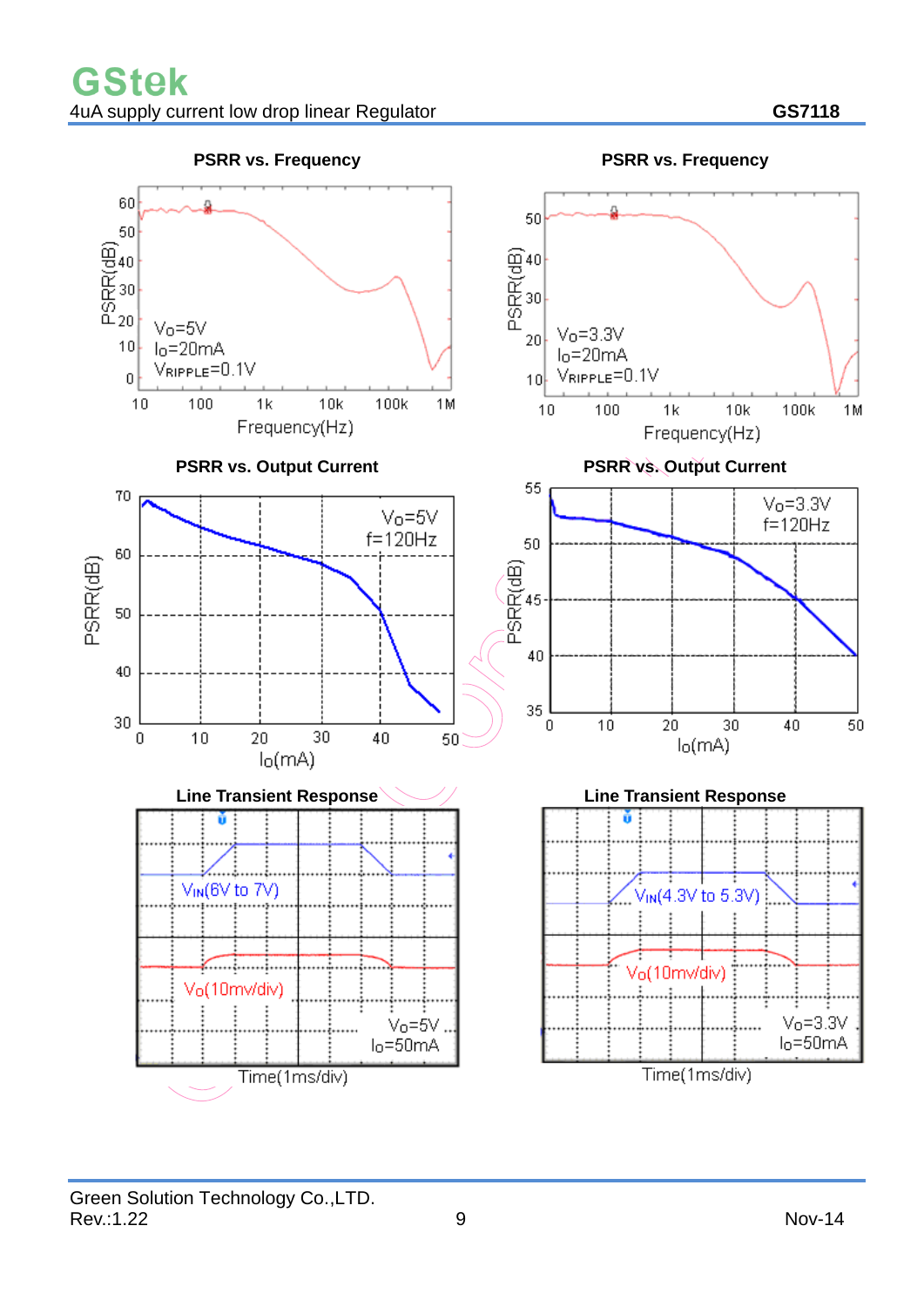**PSRR vs. Frequency**

PSRR(dB)

$V_O$=5V
$I_O$=20mA
$V_{RIPPLE}$=0.1V

Frequency(Hz)

**PSRR vs. Frequency**

PSRR(dB)

$V_O$=3.3V
$I_O$=20mA
$V_{RIPPLE}$=0.1V

Frequency(Hz)

**PSRR vs. Output Current**

PSRR(dB)

$V_O$=5V
f=120Hz

$I_O$(mA)

**PSRR vs. Output Current**

PSRR(dB)

$V_O$=3.3V
f=120Hz

$I_O$(mA)

**Line Transient Response**

$V_{IN}$(6V to 7V)

$V_O$(10mv/div)

$V_O$=5V
$I_O$=50mA

Time(1ms/div)

**Line Transient Response**

$V_{IN}$(4.3V to 5.3V)

$V_O$(10mv/div)

$V_O$=3.3V
$I_O$=50mA

Time(1ms/div)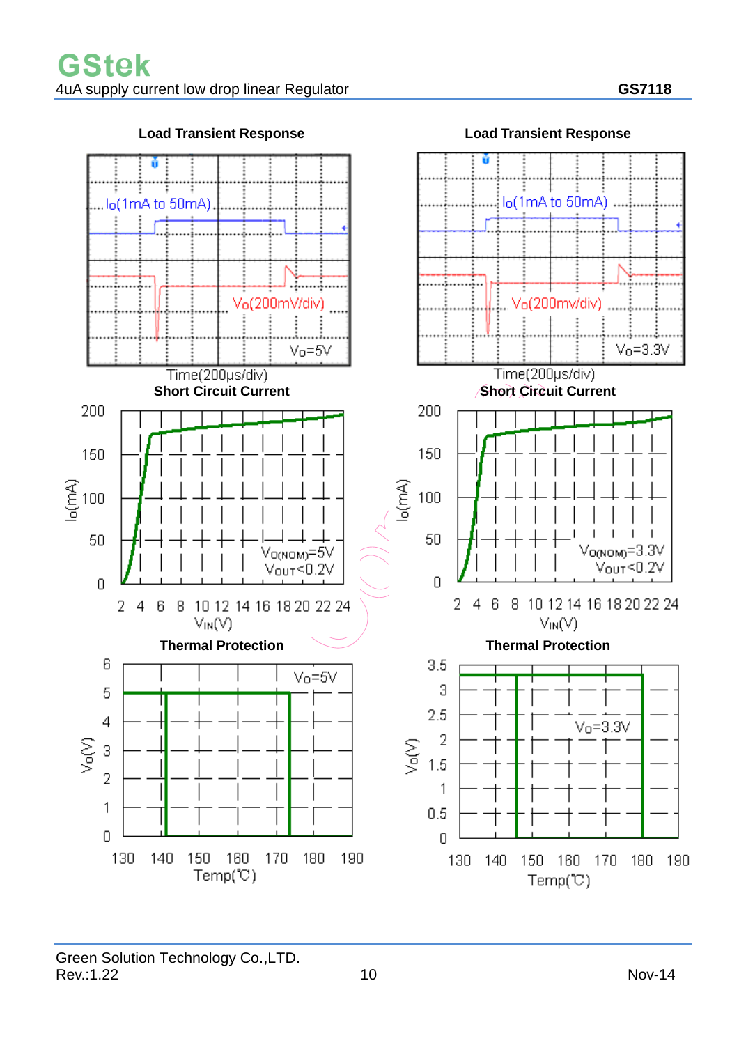### Load Transient Response

$I_O$(1mA to 50mA)

$V_O$(200mV/div)

$V_O$=5V

Time(200μs/div)

### Load Transient Response

$I_O$(1mA to 50mA)

$V_O$(200mv/div)

$V_O$=3.3V

Time(200μs/div)

### Short Circuit Current

$I_O$(mA)

$V_{O(NOM)}$=5V
$V_{OUT}$<0.2V

$V_{IN}$(V)

### Short Circuit Current

$I_O$(mA)

$V_{O(NOM)}$=3.3V
$V_{OUT}$<0.2V

$V_{IN}$(V)

### Thermal Protection

$V_O$(V)

$V_O$=5V

Temp(℃)

### Thermal Protection

$V_O$(V)

$V_O$=3.3V

Temp(℃)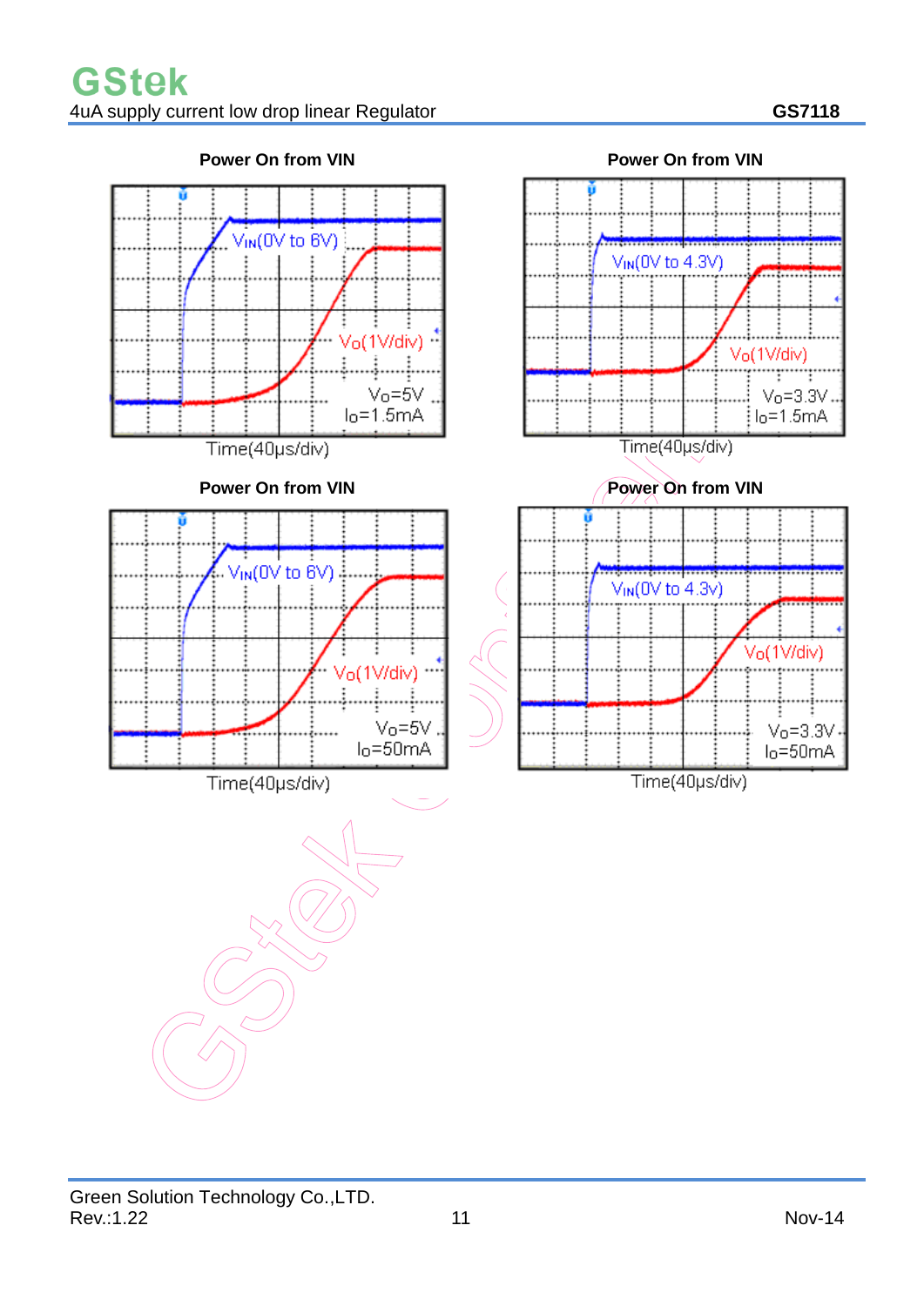**Power On from VIN**

$V_{IN}$(0V to 6V)

$V_O$(1V/div)

$V_O$=5V
$I_O$=1.5mA

Time(40μs/div)

**Power On from VIN**

$V_{IN}$(0V to 4.3V)

$V_O$(1V/div)

$V_O$=3.3V
$I_O$=1.5mA

Time(40μs/div)

**Power On from VIN**

$V_{IN}$(0V to 6V)

$V_O$(1V/div)

$V_O$=5V
$I_O$=50mA

Time(40μs/div)

**Power On from VIN**

$V_{IN}$(0V to 4.3v)

$V_O$(1V/div)

$V_O$=3.3V
$I_O$=50mA

Time(40μs/div)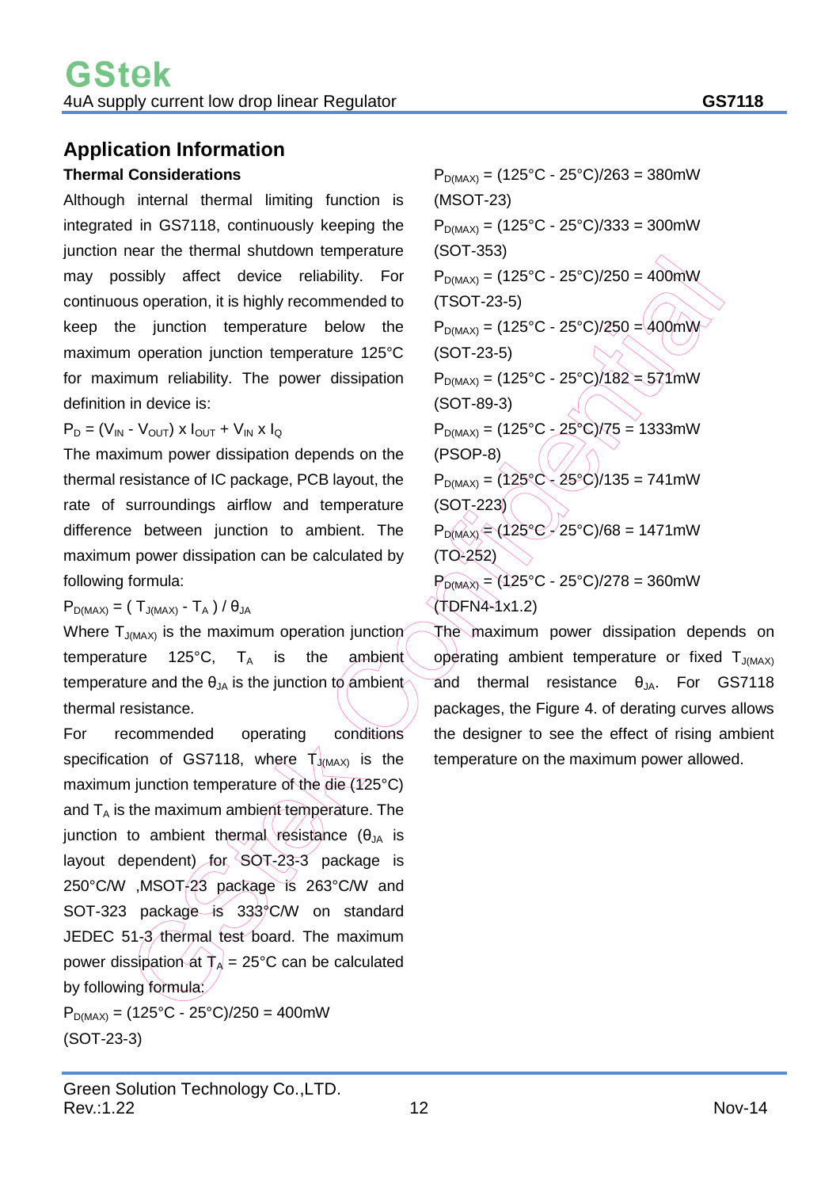## Application Information

### Thermal Considerations

Although internal thermal limiting function is integrated in GS7118, continuously keeping the junction near the thermal shutdown temperature may possibly affect device reliability. For continuous operation, it is highly recommended to keep the junction temperature below the maximum operation junction temperature 125°C for maximum reliability. The power dissipation definition in device is:

$P_D = (V_{IN} - V_{OUT}) \times I_{OUT} + V_{IN} \times I_Q$

The maximum power dissipation depends on the thermal resistance of IC package, PCB layout, the rate of surroundings airflow and temperature difference between junction to ambient. The maximum power dissipation can be calculated by following formula:

$P_{D(MAX)} = ( T_{J(MAX)} - T_A ) / \theta_{JA}$

Where $T_{J(MAX)}$ is the maximum operation junction temperature 125°C, $T_A$ is the ambient temperature and the $\theta_{JA}$ is the junction to ambient thermal resistance.

For recommended operating conditions specification of GS7118, where $T_{J(MAX)}$ is the maximum junction temperature of the die (125°C) and $T_A$ is the maximum ambient temperature. The junction to ambient thermal resistance ($\theta_{JA}$ is layout dependent) for SOT-23-3 package is 250°C/W ,MSOT-23 package is 263°C/W and SOT-323 package is 333°C/W on standard JEDEC 51-3 thermal test board. The maximum power dissipation at $T_A$ = 25°C can be calculated by following formula:

$P_{D(MAX)}$ = (125°C - 25°C)/250 = 400mW (SOT-23-3)

$P_{D(MAX)}$ = (125°C - 25°C)/263 = 380mW (MSOT-23)

$P_{D(MAX)}$ = (125°C - 25°C)/333 = 300mW (SOT-353)

$P_{D(MAX)}$ = (125°C - 25°C)/250 = 400mW (TSOT-23-5)

$P_{D(MAX)}$ = (125°C - 25°C)/250 = 400mW (SOT-23-5)

$P_{D(MAX)}$ = (125°C - 25°C)/182 = 571mW (SOT-89-3)

$P_{D(MAX)}$ = (125°C - 25°C)/75 = 1333mW (PSOP-8)

$P_{D(MAX)}$ = (125°C - 25°C)/135 = 741mW (SOT-223)

$P_{D(MAX)}$ = (125°C - 25°C)/68 = 1471mW (TO-252)

$P_{D(MAX)}$ = (125°C - 25°C)/278 = 360mW (TDFN4-1x1.2)

The maximum power dissipation depends on operating ambient temperature or fixed $T_{J(MAX)}$ and thermal resistance $\theta_{JA}$. For GS7118 packages, the Figure 4. of derating curves allows the designer to see the effect of rising ambient temperature on the maximum power allowed.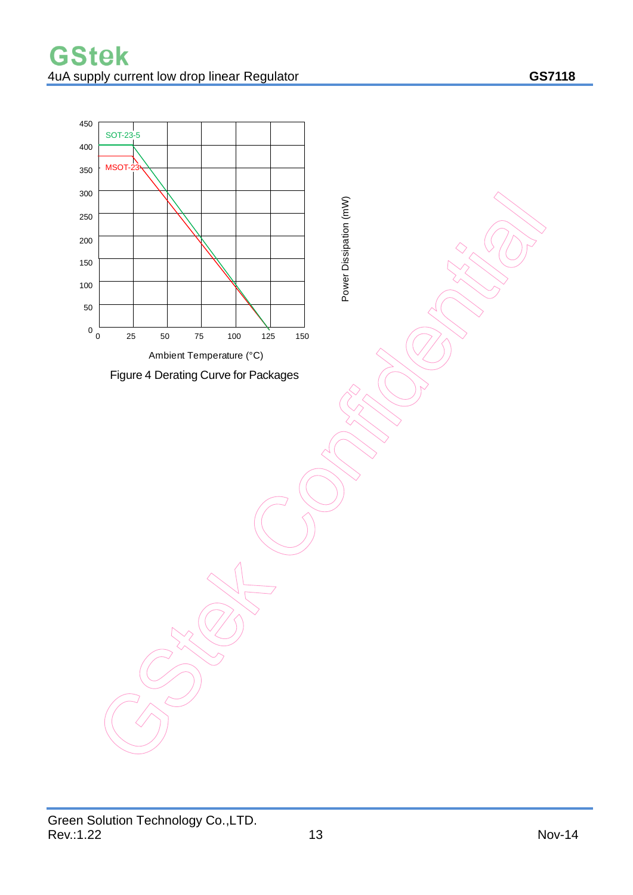Figure 4 Derating Curve for Packages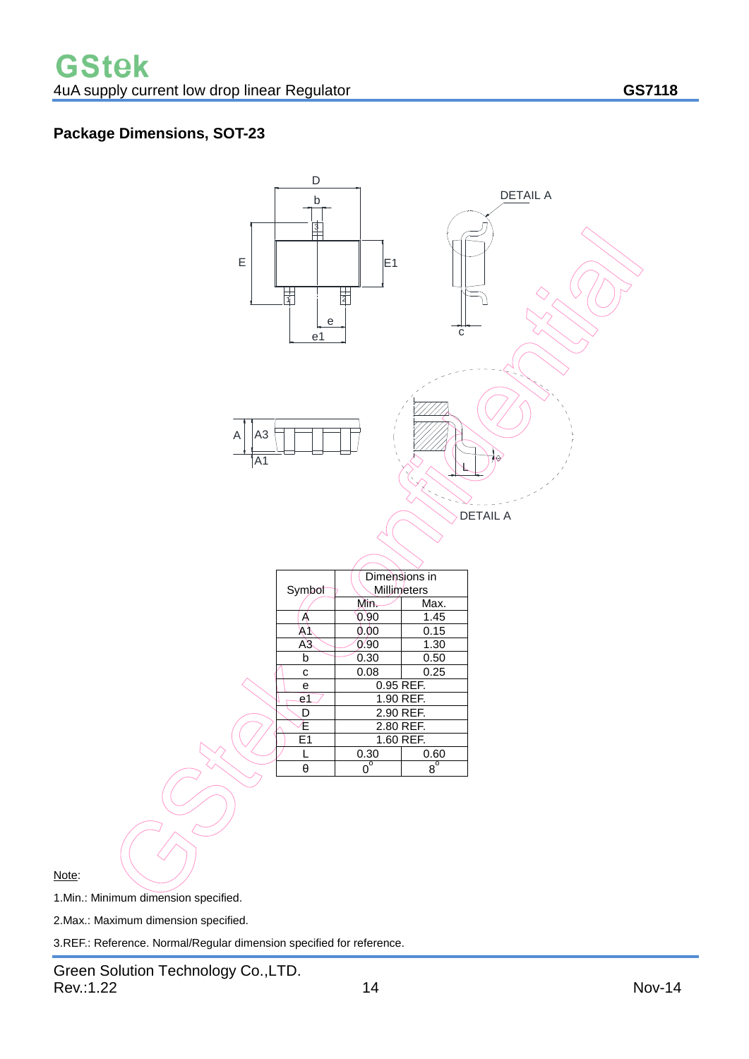## Package Dimensions, SOT-23

| Symbol | Dimensions in Millimeters | |
|---|---|---|
| | Min. | Max. |
| A | 0.90 | 1.45 |
| A1 | 0.00 | 0.15 |
| A3 | 0.90 | 1.30 |
| b | 0.30 | 0.50 |
| c | 0.08 | 0.25 |
| e | 0.95 REF. | |
| e1 | 1.90 REF. | |
| D | 2.90 REF. | |
| E | 2.80 REF. | |
| E1 | 1.60 REF. | |
| L | 0.30 | 0.60 |
| θ | 0° | 8° |

Note:

1.Min.: Minimum dimension specified.

2.Max.: Maximum dimension specified.

3.REF.: Reference. Normal/Regular dimension specified for reference.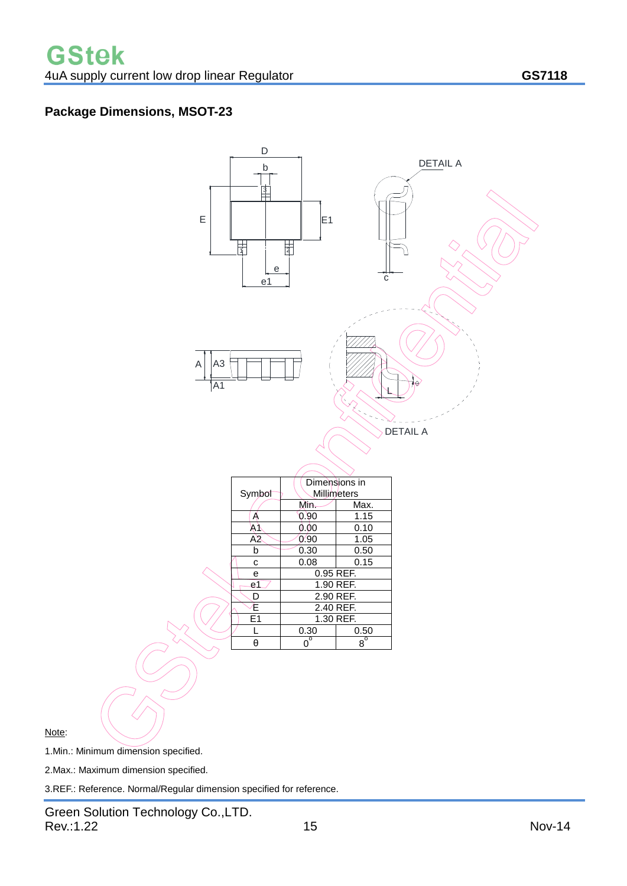## Package Dimensions, MSOT-23

| Symbol | Dimensions in Millimeters | |
|---|---|---|
| | Min. | Max. |
| A | 0.90 | 1.15 |
| A1 | 0.00 | 0.10 |
| A2 | 0.90 | 1.05 |
| b | 0.30 | 0.50 |
| c | 0.08 | 0.15 |
| e | 0.95 REF. | |
| e1 | 1.90 REF. | |
| D | 2.90 REF. | |
| E | 2.40 REF. | |
| E1 | 1.30 REF. | |
| L | 0.30 | 0.50 |
| θ | $0^{o}$ | $8^{o}$ |

Note:

1.Min.: Minimum dimension specified.

2.Max.: Maximum dimension specified.

3.REF.: Reference. Normal/Regular dimension specified for reference.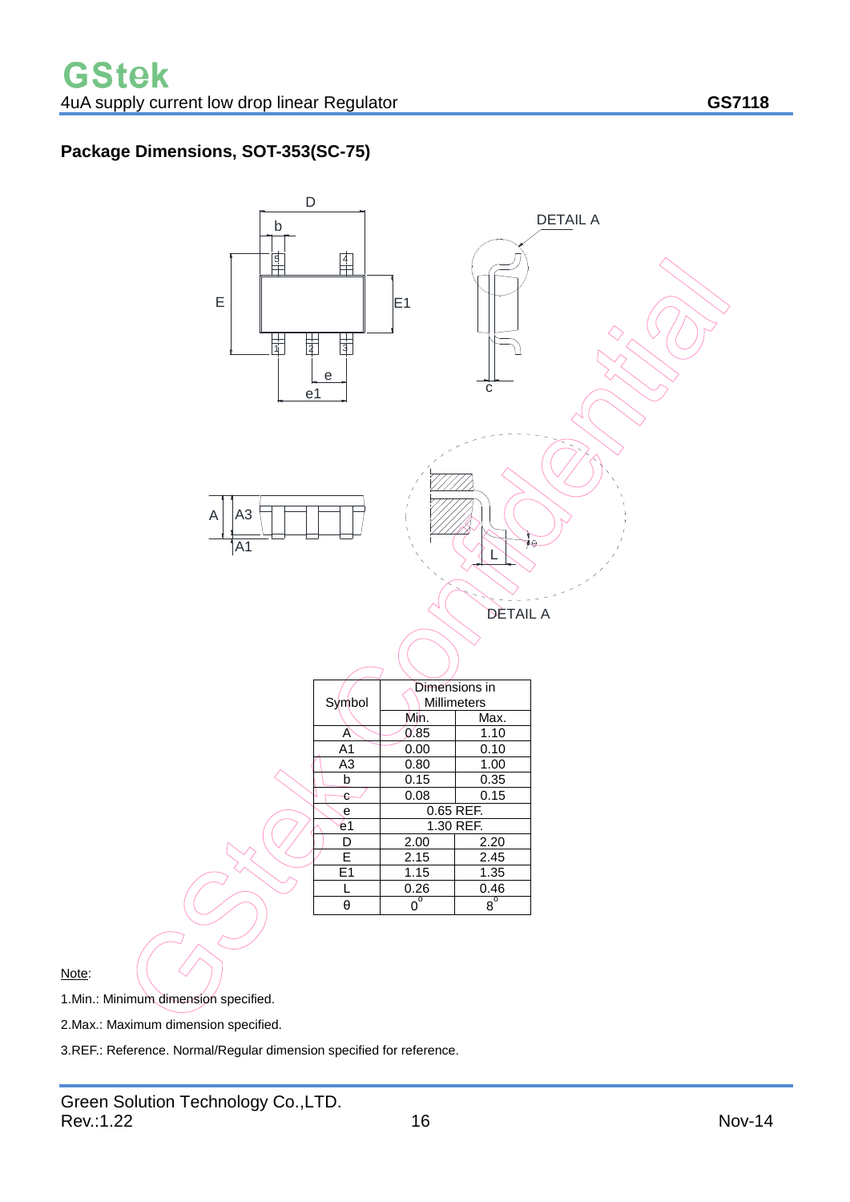## Package Dimensions, SOT-353(SC-75)

| Symbol | Dimensions in Millimeters | |
|---|---|---|
| | Min. | Max. |
| A | 0.85 | 1.10 |
| A1 | 0.00 | 0.10 |
| A3 | 0.80 | 1.00 |
| b | 0.15 | 0.35 |
| c | 0.08 | 0.15 |
| e | 0.65 REF. | |
| e1 | 1.30 REF. | |
| D | 2.00 | 2.20 |
| E | 2.15 | 2.45 |
| E1 | 1.15 | 1.35 |
| L | 0.26 | 0.46 |
| θ | $0^{\circ}$ | $8^{\circ}$ |

Note:

1.Min.: Minimum dimension specified.

2.Max.: Maximum dimension specified.

3.REF.: Reference. Normal/Regular dimension specified for reference.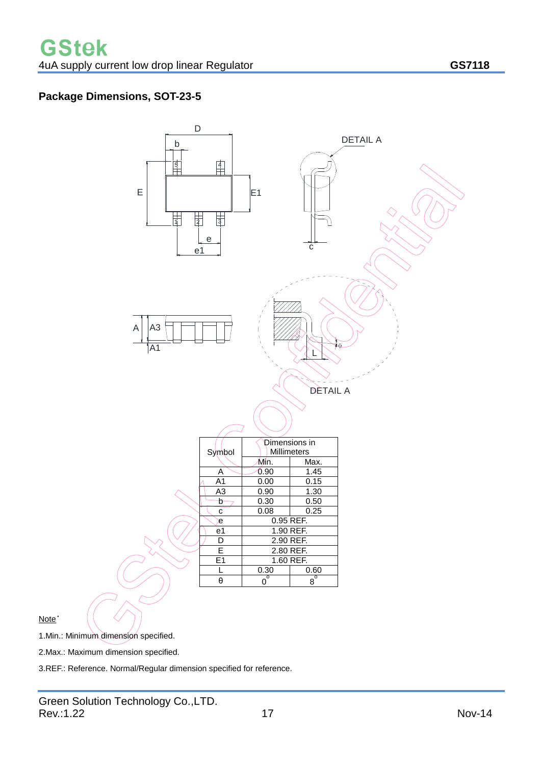## Package Dimensions, SOT-23-5

| Symbol | Dimensions in Millimeters | |
|---|---|---|
| | Min. | Max. |
| A | 0.90 | 1.45 |
| A1 | 0.00 | 0.15 |
| A3 | 0.90 | 1.30 |
| b | 0.30 | 0.50 |
| c | 0.08 | 0.25 |
| e | 0.95 REF. | |
| e1 | 1.90 REF. | |
| D | 2.90 REF. | |
| E | 2.80 REF. | |
| E1 | 1.60 REF. | |
| L | 0.30 | 0.60 |
| θ | 0° | 8° |

Note:

1.Min.: Minimum dimension specified.

2.Max.: Maximum dimension specified.

3.REF.: Reference. Normal/Regular dimension specified for reference.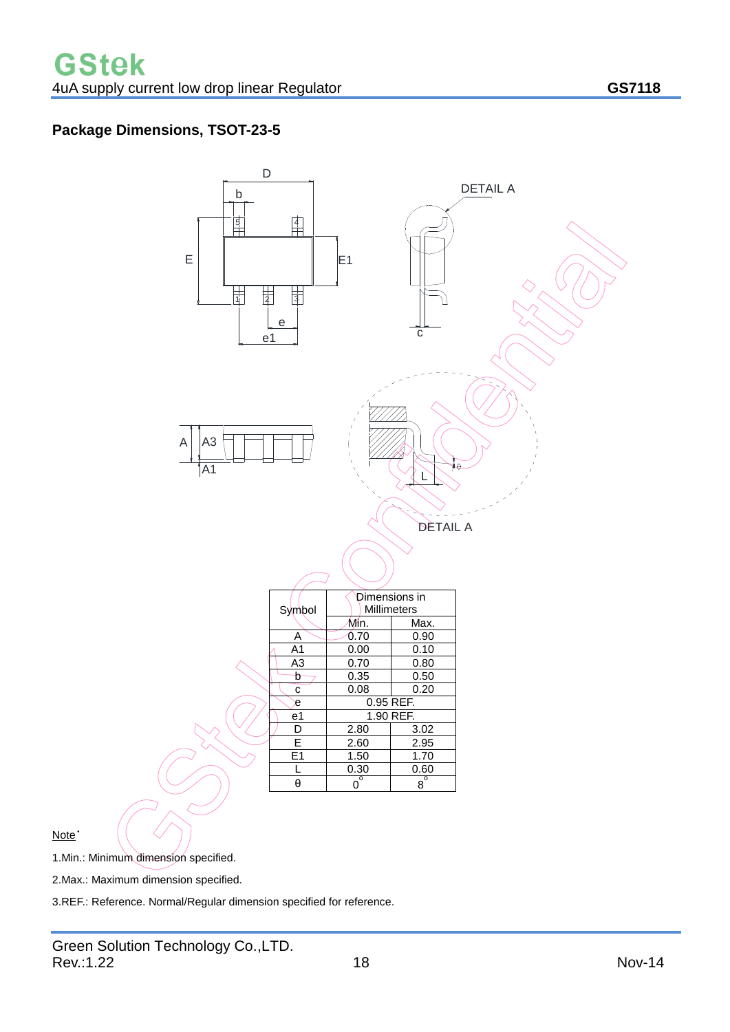## Package Dimensions, TSOT-23-5

| Symbol | Dimensions in Millimeters | |
|---|---|---|
| | Min. | Max. |
| A | 0.70 | 0.90 |
| A1 | 0.00 | 0.10 |
| A3 | 0.70 | 0.80 |
| b | 0.35 | 0.50 |
| c | 0.08 | 0.20 |
| e | 0.95 REF. | |
| e1 | 1.90 REF. | |
| D | 2.80 | 3.02 |
| E | 2.60 | 2.95 |
| E1 | 1.50 | 1.70 |
| L | 0.30 | 0.60 |
| θ | 0° | 8° |

Note:

1.Min.: Minimum dimension specified.

2.Max.: Maximum dimension specified.

3.REF.: Reference. Normal/Regular dimension specified for reference.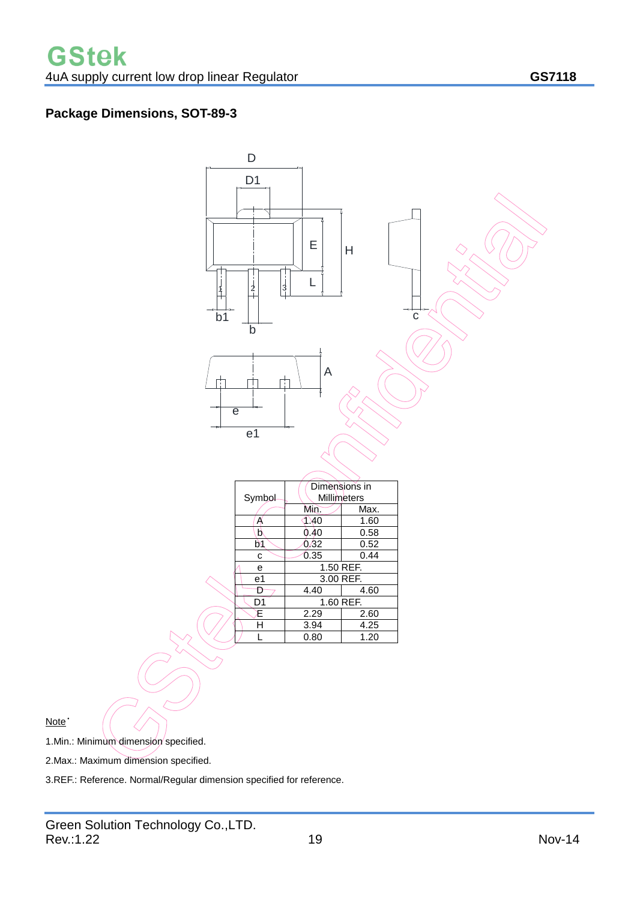## Package Dimensions, SOT-89-3

| Symbol | Dimensions in Millimeters | |
|---|---|---|
| | Min. | Max. |
| A | 1.40 | 1.60 |
| b | 0.40 | 0.58 |
| b1 | 0.32 | 0.52 |
| c | 0.35 | 0.44 |
| e | 1.50 REF. | |
| e1 | 3.00 REF. | |
| D | 4.40 | 4.60 |
| D1 | 1.60 REF. | |
| E | 2.29 | 2.60 |
| H | 3.94 | 4.25 |
| L | 0.80 | 1.20 |

Note:

1.Min.: Minimum dimension specified.

2.Max.: Maximum dimension specified.

3.REF.: Reference. Normal/Regular dimension specified for reference.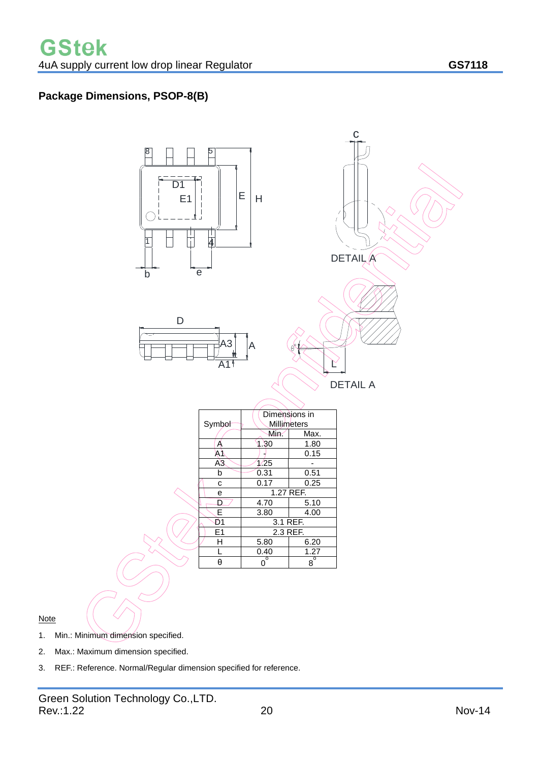## Package Dimensions, PSOP-8(B)

| Symbol | Dimensions in Millimeters | |
|---|---|---|
| | Min. | Max. |
| A | 1.30 | 1.80 |
| A1 | - | 0.15 |
| A3 | 1.25 | - |
| b | 0.31 | 0.51 |
| c | 0.17 | 0.25 |
| e | 1.27 REF. | |
| D | 4.70 | 5.10 |
| E | 3.80 | 4.00 |
| D1 | 3.1 REF. | |
| E1 | 2.3 REF. | |
| H | 5.80 | 6.20 |
| L | 0.40 | 1.27 |
| θ | 0° | 8° |

Note

1. Min.: Minimum dimension specified.
2. Max.: Maximum dimension specified.
3. REF.: Reference. Normal/Regular dimension specified for reference.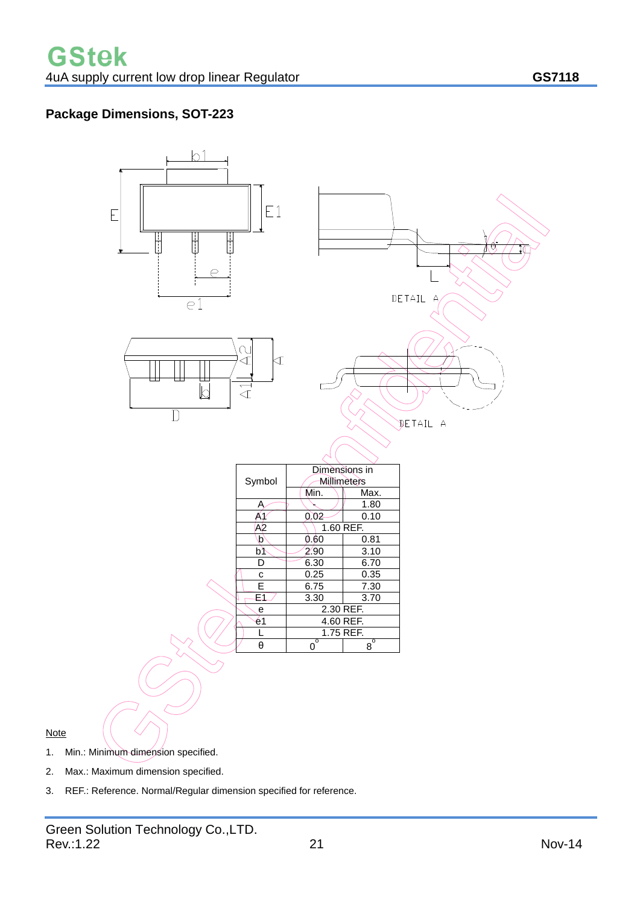## Package Dimensions, SOT-223

| Symbol | Dimensions in Millimeters | |
|---|---|---|
| | Min. | Max. |
| A | - | 1.80 |
| A1 | 0.02 | 0.10 |
| A2 | 1.60 REF. | |
| b | 0.60 | 0.81 |
| b1 | 2.90 | 3.10 |
| D | 6.30 | 6.70 |
| c | 0.25 | 0.35 |
| E | 6.75 | 7.30 |
| E1 | 3.30 | 3.70 |
| e | 2.30 REF. | |
| e1 | 4.60 REF. | |
| L | 1.75 REF. | |
| θ | 0° | 8° |

Note

1. Min.: Minimum dimension specified.
2. Max.: Maximum dimension specified.
3. REF.: Reference. Normal/Regular dimension specified for reference.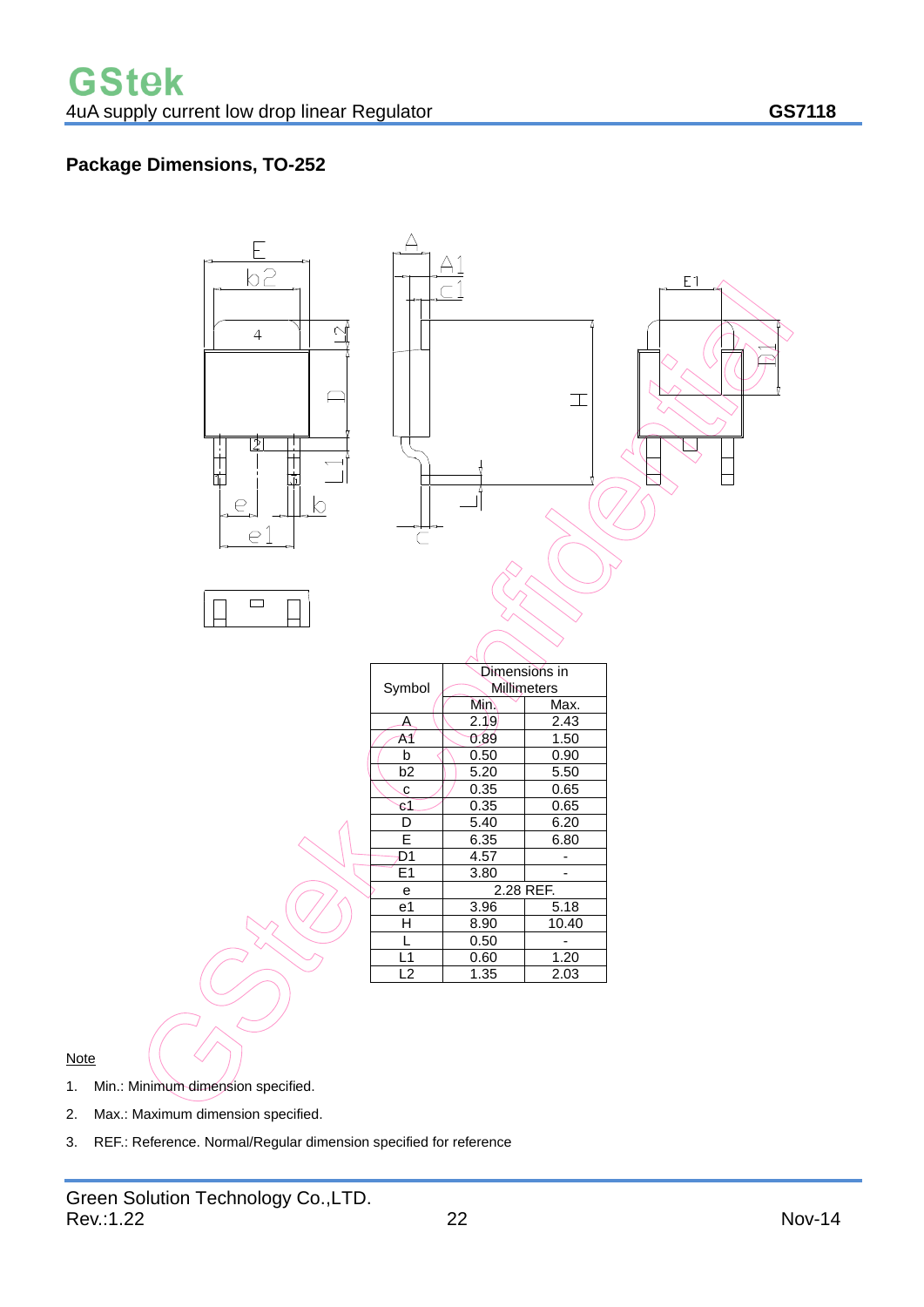## Package Dimensions, TO-252

| Symbol | Dimensions in Millimeters | |
|---|---|---|
| | Min. | Max. |
| A | 2.19 | 2.43 |
| A1 | 0.89 | 1.50 |
| b | 0.50 | 0.90 |
| b2 | 5.20 | 5.50 |
| c | 0.35 | 0.65 |
| c1 | 0.35 | 0.65 |
| D | 5.40 | 6.20 |
| E | 6.35 | 6.80 |
| D1 | 4.57 | - |
| E1 | 3.80 | - |
| e | 2.28 REF. | |
| e1 | 3.96 | 5.18 |
| H | 8.90 | 10.40 |
| L | 0.50 | - |
| L1 | 0.60 | 1.20 |
| L2 | 1.35 | 2.03 |

Note

1. Min.: Minimum dimension specified.
2. Max.: Maximum dimension specified.
3. REF.: Reference. Normal/Regular dimension specified for reference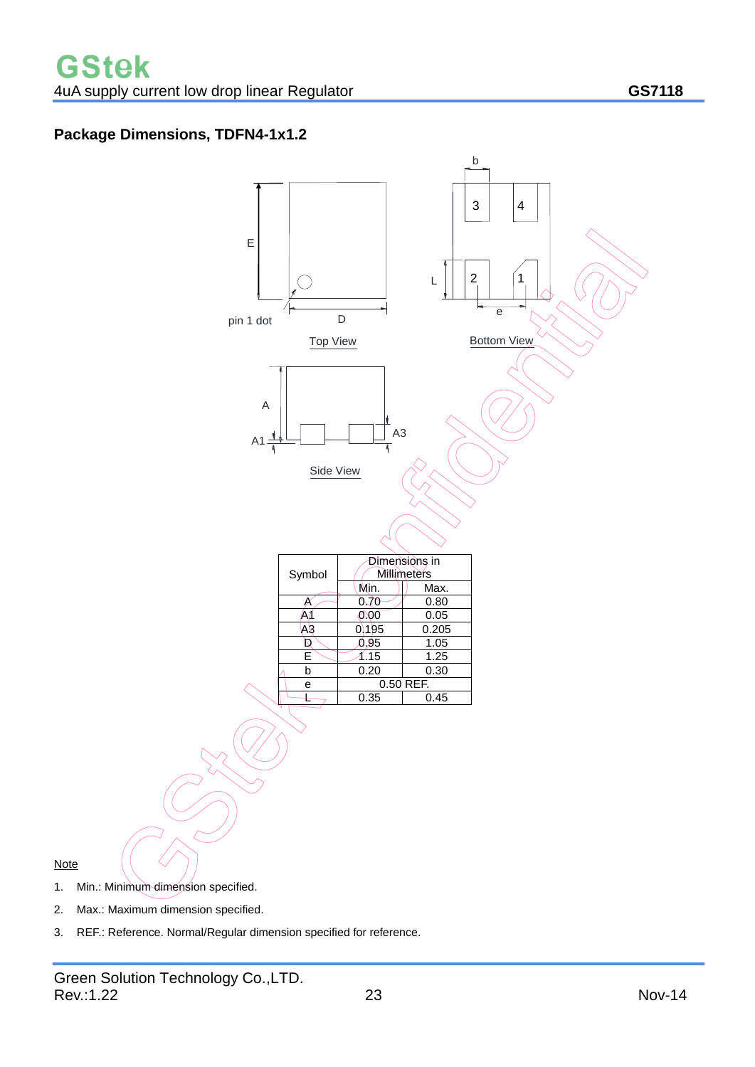## Package Dimensions, TDFN4-1x1.2

| Symbol | Dimensions in Millimeters | |
|---|---|---|
| | Min. | Max. |
| A | 0.70 | 0.80 |
| A1 | 0.00 | 0.05 |
| A3 | 0.195 | 0.205 |
| D | 0.95 | 1.05 |
| E | 1.15 | 1.25 |
| b | 0.20 | 0.30 |
| e | 0.50 REF. | |
| L | 0.35 | 0.45 |

Note

1. Min.: Minimum dimension specified.
2. Max.: Maximum dimension specified.
3. REF.: Reference. Normal/Regular dimension specified for reference.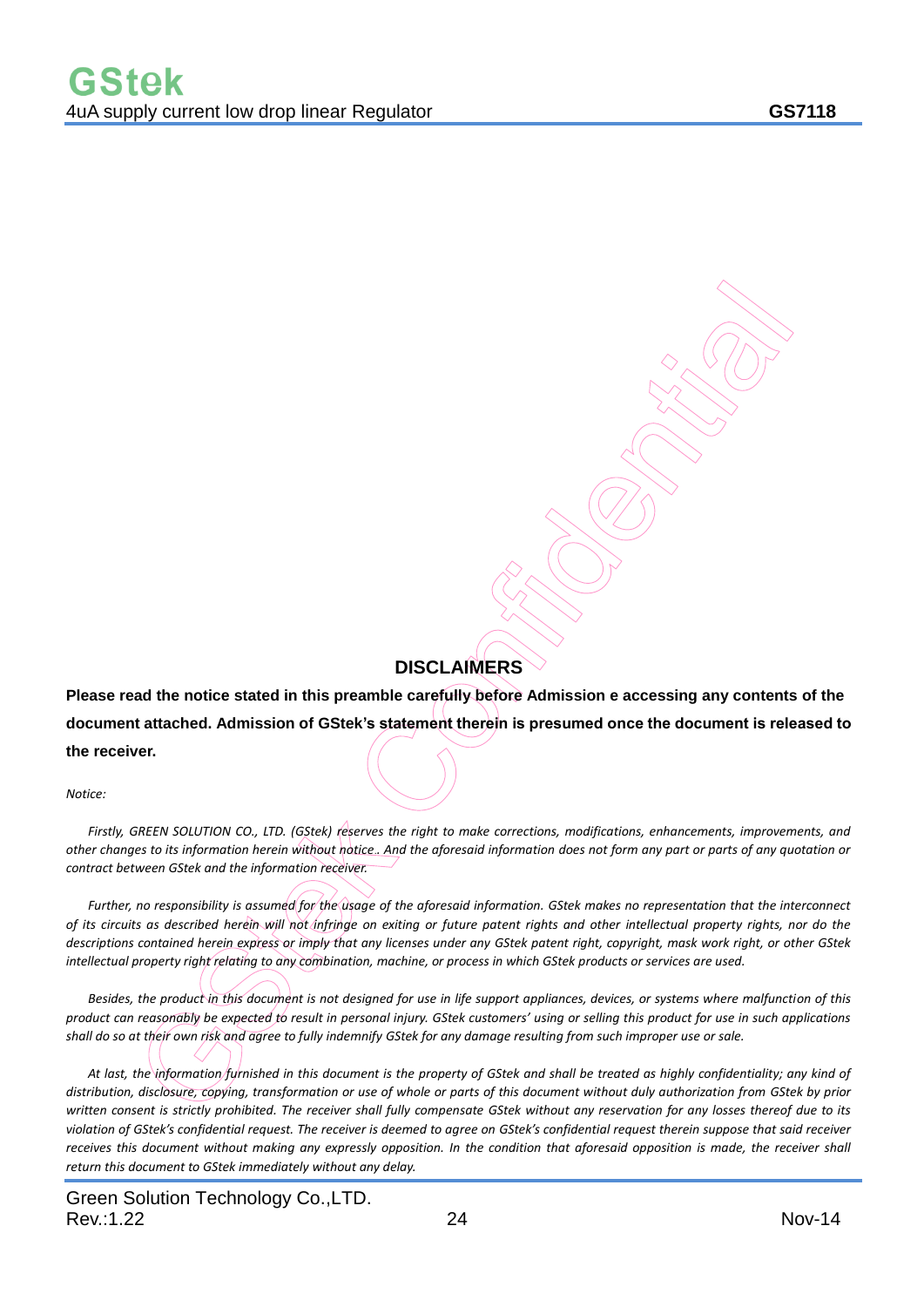## DISCLAIMERS

**Please read the notice stated in this preamble carefully before Admission e accessing any contents of the document attached. Admission of GStek's statement therein is presumed once the document is released to the receiver.**

*Notice:*

*Firstly, GREEN SOLUTION CO., LTD. (GStek) reserves the right to make corrections, modifications, enhancements, improvements, and other changes to its information herein without notice. And the aforesaid information does not form any part or parts of any quotation or contract between GStek and the information receiver.*

*Further, no responsibility is assumed for the usage of the aforesaid information. GStek makes no representation that the interconnect of its circuits as described herein will not infringe on exiting or future patent rights and other intellectual property rights, nor do the descriptions contained herein express or imply that any licenses under any GStek patent right, copyright, mask work right, or other GStek intellectual property right relating to any combination, machine, or process in which GStek products or services are used.*

*Besides, the product in this document is not designed for use in life support appliances, devices, or systems where malfunction of this product can reasonably be expected to result in personal injury. GStek customers' using or selling this product for use in such applications shall do so at their own risk and agree to fully indemnify GStek for any damage resulting from such improper use or sale.*

*At last, the information furnished in this document is the property of GStek and shall be treated as highly confidentiality; any kind of distribution, disclosure, copying, transformation or use of whole or parts of this document without duly authorization from GStek by prior written consent is strictly prohibited. The receiver shall fully compensate GStek without any reservation for any losses thereof due to its violation of GStek's confidential request. The receiver is deemed to agree on GStek's confidential request therein suppose that said receiver receives this document without making any expressly opposition. In the condition that aforesaid opposition is made, the receiver shall return this document to GStek immediately without any delay.*